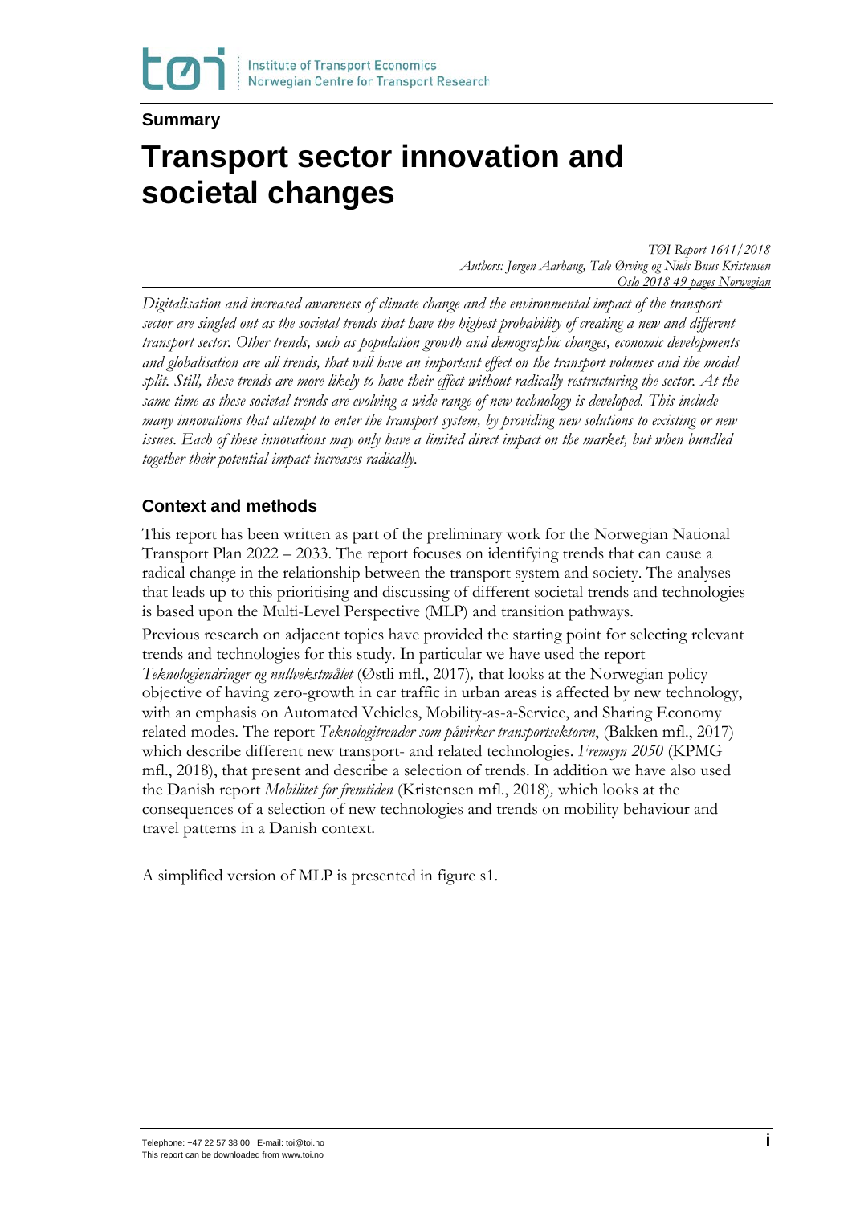**Summary**

# Transport sector innovation and societal changes

*TØI Report 1641/2018*
*Authors: Jørgen Aarhaug, Tale Ørving og Niels Buus Kristensen*
*Oslo 2018 49 pages Norwegian*

*Digitalisation and increased awareness of climate change and the environmental impact of the transport sector are singled out as the societal trends that have the highest probability of creating a new and different transport sector. Other trends, such as population growth and demographic changes, economic developments and globalisation are all trends, that will have an important effect on the transport volumes and the modal split. Still, these trends are more likely to have their effect without radically restructuring the sector. At the same time as these societal trends are evolving a wide range of new technology is developed. This include many innovations that attempt to enter the transport system, by providing new solutions to existing or new issues. Each of these innovations may only have a limited direct impact on the market, but when bundled together their potential impact increases radically.*

## Context and methods

This report has been written as part of the preliminary work for the Norwegian National Transport Plan 2022 – 2033. The report focuses on identifying trends that can cause a radical change in the relationship between the transport system and society. The analyses that leads up to this prioritising and discussing of different societal trends and technologies is based upon the Multi-Level Perspective (MLP) and transition pathways.

Previous research on adjacent topics have provided the starting point for selecting relevant trends and technologies for this study. In particular we have used the report *Teknologiendringer og nullvekstmålet* (Østli mfl., 2017), that looks at the Norwegian policy objective of having zero-growth in car traffic in urban areas is affected by new technology, with an emphasis on Automated Vehicles, Mobility-as-a-Service, and Sharing Economy related modes. The report *Teknologitrender som påvirker transportsektoren*, (Bakken mfl., 2017) which describe different new transport- and related technologies. *Fremsyn 2050* (KPMG mfl., 2018), that present and describe a selection of trends. In addition we have also used the Danish report *Mobilitet for fremtiden* (Kristensen mfl., 2018), which looks at the consequences of a selection of new technologies and trends on mobility behaviour and travel patterns in a Danish context.

A simplified version of MLP is presented in figure s1.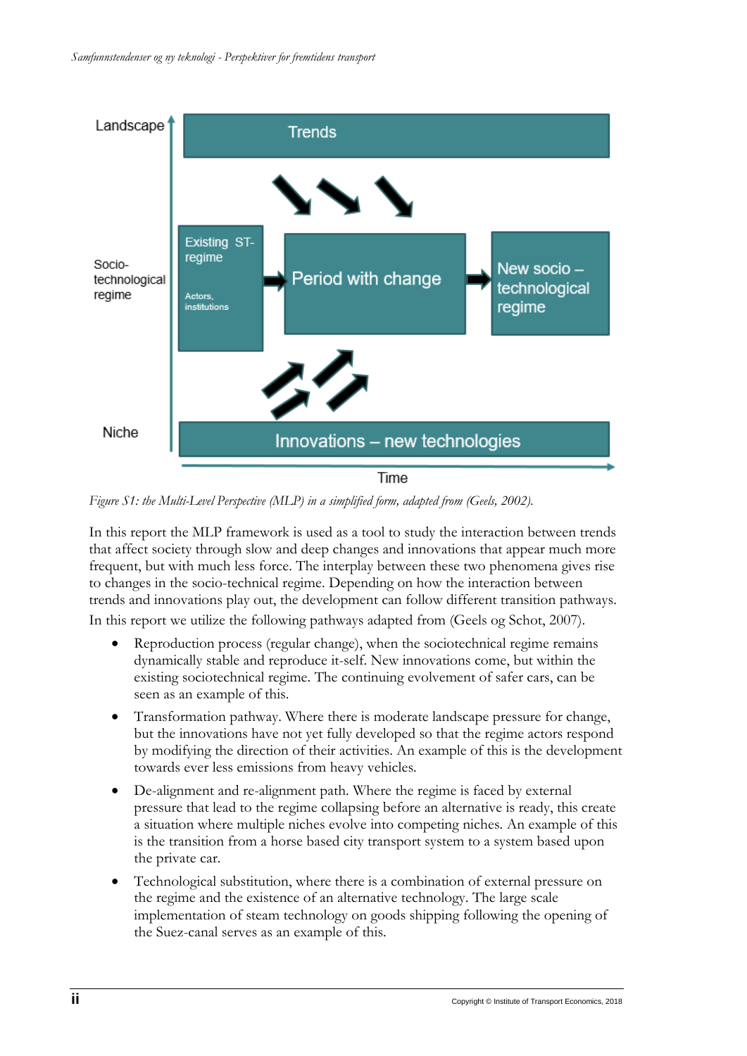*Figure S1: the Multi-Level Perspective (MLP) in a simplified form, adapted from (Geels, 2002).*

In this report the MLP framework is used as a tool to study the interaction between trends that affect society through slow and deep changes and innovations that appear much more frequent, but with much less force. The interplay between these two phenomena gives rise to changes in the socio-technical regime. Depending on how the interaction between trends and innovations play out, the development can follow different transition pathways. In this report we utilize the following pathways adapted from (Geels og Schot, 2007).

- Reproduction process (regular change), when the sociotechnical regime remains dynamically stable and reproduce it-self. New innovations come, but within the existing sociotechnical regime. The continuing evolvement of safer cars, can be seen as an example of this.
- Transformation pathway. Where there is moderate landscape pressure for change, but the innovations have not yet fully developed so that the regime actors respond by modifying the direction of their activities. An example of this is the development towards ever less emissions from heavy vehicles.
- De-alignment and re-alignment path. Where the regime is faced by external pressure that lead to the regime collapsing before an alternative is ready, this create a situation where multiple niches evolve into competing niches. An example of this is the transition from a horse based city transport system to a system based upon the private car.
- Technological substitution, where there is a combination of external pressure on the regime and the existence of an alternative technology. The large scale implementation of steam technology on goods shipping following the opening of the Suez-canal serves as an example of this.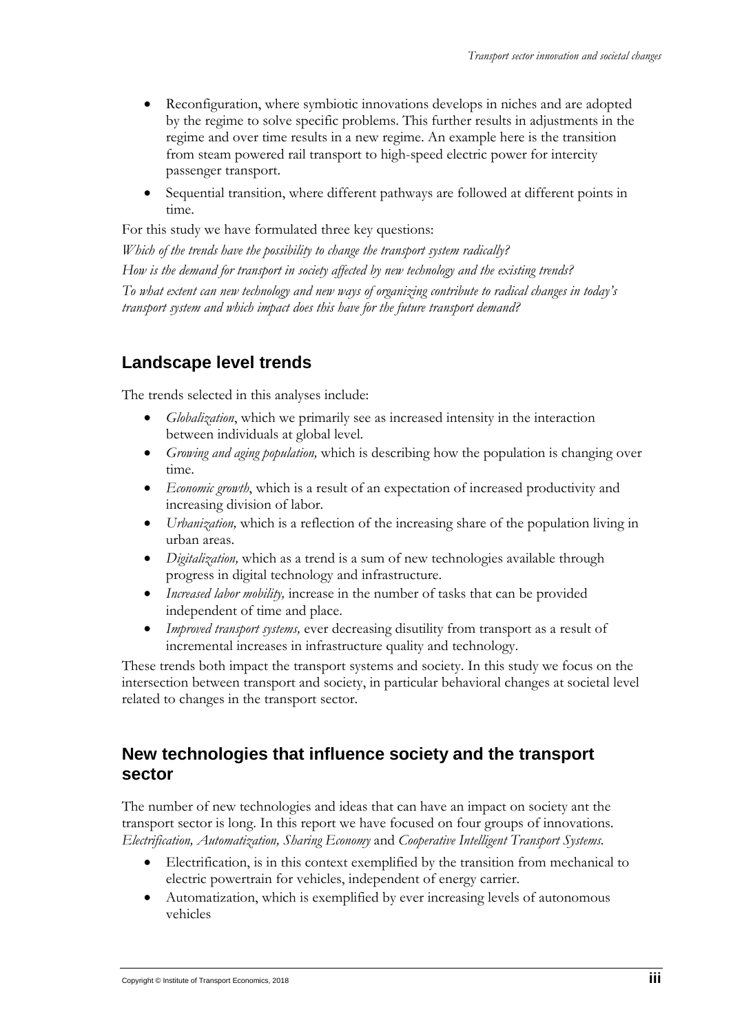- Reconfiguration, where symbiotic innovations develops in niches and are adopted by the regime to solve specific problems. This further results in adjustments in the regime and over time results in a new regime. An example here is the transition from steam powered rail transport to high-speed electric power for intercity passenger transport.
- Sequential transition, where different pathways are followed at different points in time.

For this study we have formulated three key questions:

*Which of the trends have the possibility to change the transport system radically?*

*How is the demand for transport in society affected by new technology and the existing trends?*

*To what extent can new technology and new ways of organizing contribute to radical changes in today's transport system and which impact does this have for the future transport demand?*

## Landscape level trends

The trends selected in this analyses include:

- *Globalization*, which we primarily see as increased intensity in the interaction between individuals at global level.
- *Growing and aging population,* which is describing how the population is changing over time.
- *Economic growth*, which is a result of an expectation of increased productivity and increasing division of labor.
- *Urbanization,* which is a reflection of the increasing share of the population living in urban areas.
- *Digitalization,* which as a trend is a sum of new technologies available through progress in digital technology and infrastructure.
- *Increased labor mobility,* increase in the number of tasks that can be provided independent of time and place.
- *Improved transport systems,* ever decreasing disutility from transport as a result of incremental increases in infrastructure quality and technology.

These trends both impact the transport systems and society. In this study we focus on the intersection between transport and society, in particular behavioral changes at societal level related to changes in the transport sector.

## New technologies that influence society and the transport sector

The number of new technologies and ideas that can have an impact on society ant the transport sector is long. In this report we have focused on four groups of innovations. *Electrification, Automatization, Sharing Economy* and *Cooperative Intelligent Transport Systems.*

- Electrification, is in this context exemplified by the transition from mechanical to electric powertrain for vehicles, independent of energy carrier.
- Automatization, which is exemplified by ever increasing levels of autonomous vehicles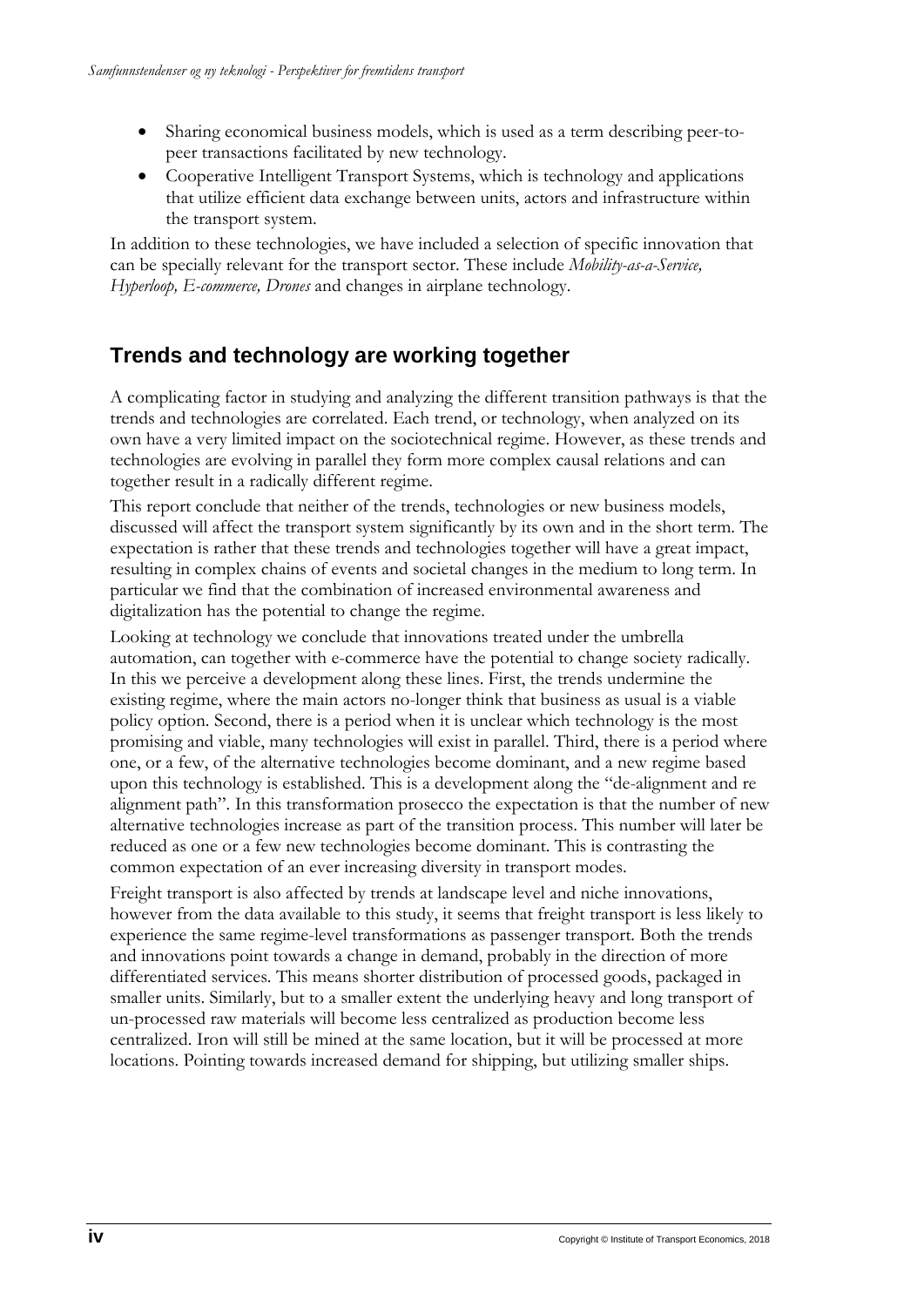- Sharing economical business models, which is used as a term describing peer-to-peer transactions facilitated by new technology.
- Cooperative Intelligent Transport Systems, which is technology and applications that utilize efficient data exchange between units, actors and infrastructure within the transport system.

In addition to these technologies, we have included a selection of specific innovation that can be specially relevant for the transport sector. These include *Mobility-as-a-Service, Hyperloop, E-commerce, Drones* and changes in airplane technology.

## Trends and technology are working together

A complicating factor in studying and analyzing the different transition pathways is that the trends and technologies are correlated. Each trend, or technology, when analyzed on its own have a very limited impact on the sociotechnical regime. However, as these trends and technologies are evolving in parallel they form more complex causal relations and can together result in a radically different regime.

This report conclude that neither of the trends, technologies or new business models, discussed will affect the transport system significantly by its own and in the short term. The expectation is rather that these trends and technologies together will have a great impact, resulting in complex chains of events and societal changes in the medium to long term. In particular we find that the combination of increased environmental awareness and digitalization has the potential to change the regime.

Looking at technology we conclude that innovations treated under the umbrella automation, can together with e-commerce have the potential to change society radically. In this we perceive a development along these lines. First, the trends undermine the existing regime, where the main actors no-longer think that business as usual is a viable policy option. Second, there is a period when it is unclear which technology is the most promising and viable, many technologies will exist in parallel. Third, there is a period where one, or a few, of the alternative technologies become dominant, and a new regime based upon this technology is established. This is a development along the "de-alignment and re alignment path". In this transformation prosecco the expectation is that the number of new alternative technologies increase as part of the transition process. This number will later be reduced as one or a few new technologies become dominant. This is contrasting the common expectation of an ever increasing diversity in transport modes.

Freight transport is also affected by trends at landscape level and niche innovations, however from the data available to this study, it seems that freight transport is less likely to experience the same regime-level transformations as passenger transport. Both the trends and innovations point towards a change in demand, probably in the direction of more differentiated services. This means shorter distribution of processed goods, packaged in smaller units. Similarly, but to a smaller extent the underlying heavy and long transport of un-processed raw materials will become less centralized as production become less centralized. Iron will still be mined at the same location, but it will be processed at more locations. Pointing towards increased demand for shipping, but utilizing smaller ships.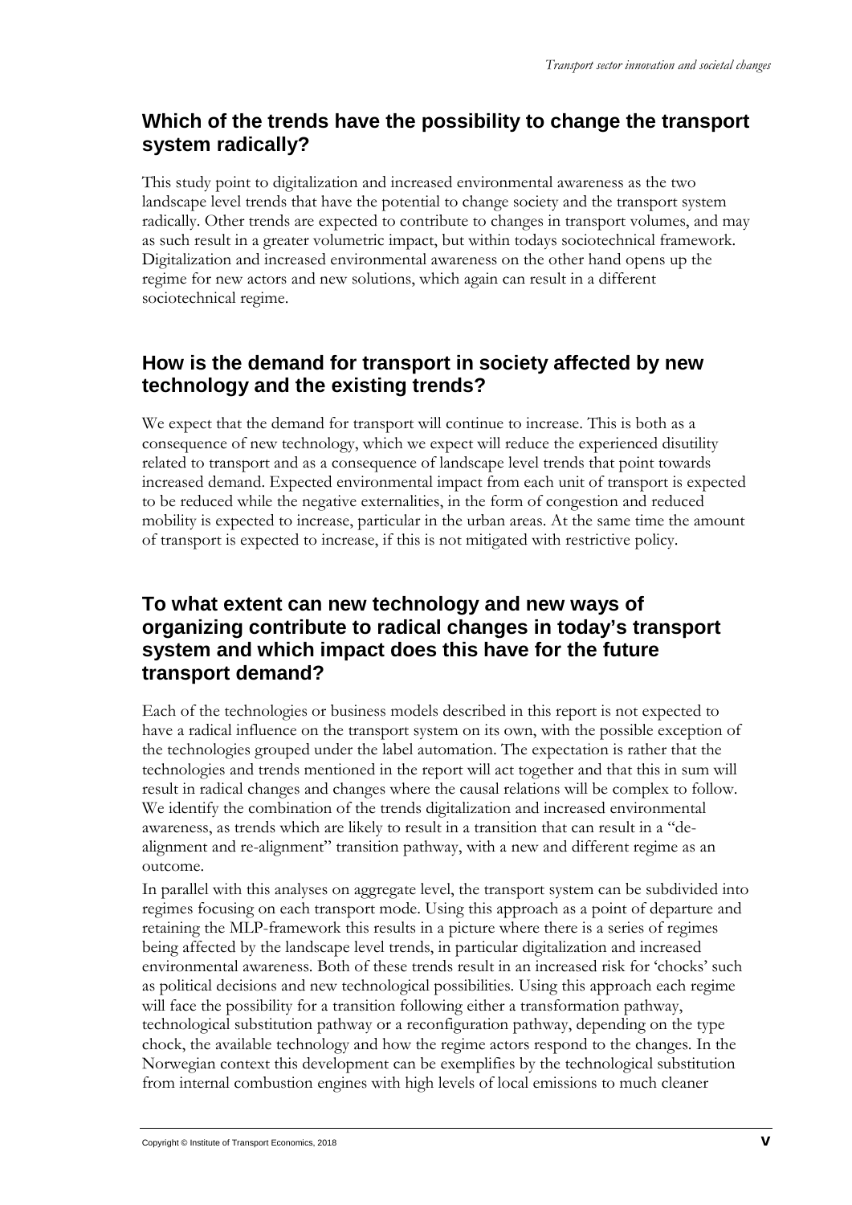## Which of the trends have the possibility to change the transport system radically?

This study point to digitalization and increased environmental awareness as the two landscape level trends that have the potential to change society and the transport system radically. Other trends are expected to contribute to changes in transport volumes, and may as such result in a greater volumetric impact, but within todays sociotechnical framework. Digitalization and increased environmental awareness on the other hand opens up the regime for new actors and new solutions, which again can result in a different sociotechnical regime.

## How is the demand for transport in society affected by new technology and the existing trends?

We expect that the demand for transport will continue to increase. This is both as a consequence of new technology, which we expect will reduce the experienced disutility related to transport and as a consequence of landscape level trends that point towards increased demand. Expected environmental impact from each unit of transport is expected to be reduced while the negative externalities, in the form of congestion and reduced mobility is expected to increase, particular in the urban areas. At the same time the amount of transport is expected to increase, if this is not mitigated with restrictive policy.

## To what extent can new technology and new ways of organizing contribute to radical changes in today's transport system and which impact does this have for the future transport demand?

Each of the technologies or business models described in this report is not expected to have a radical influence on the transport system on its own, with the possible exception of the technologies grouped under the label automation. The expectation is rather that the technologies and trends mentioned in the report will act together and that this in sum will result in radical changes and changes where the causal relations will be complex to follow. We identify the combination of the trends digitalization and increased environmental awareness, as trends which are likely to result in a transition that can result in a "de-alignment and re-alignment" transition pathway, with a new and different regime as an outcome.

In parallel with this analyses on aggregate level, the transport system can be subdivided into regimes focusing on each transport mode. Using this approach as a point of departure and retaining the MLP-framework this results in a picture where there is a series of regimes being affected by the landscape level trends, in particular digitalization and increased environmental awareness. Both of these trends result in an increased risk for 'chocks' such as political decisions and new technological possibilities. Using this approach each regime will face the possibility for a transition following either a transformation pathway, technological substitution pathway or a reconfiguration pathway, depending on the type chock, the available technology and how the regime actors respond to the changes. In the Norwegian context this development can be exemplifies by the technological substitution from internal combustion engines with high levels of local emissions to much cleaner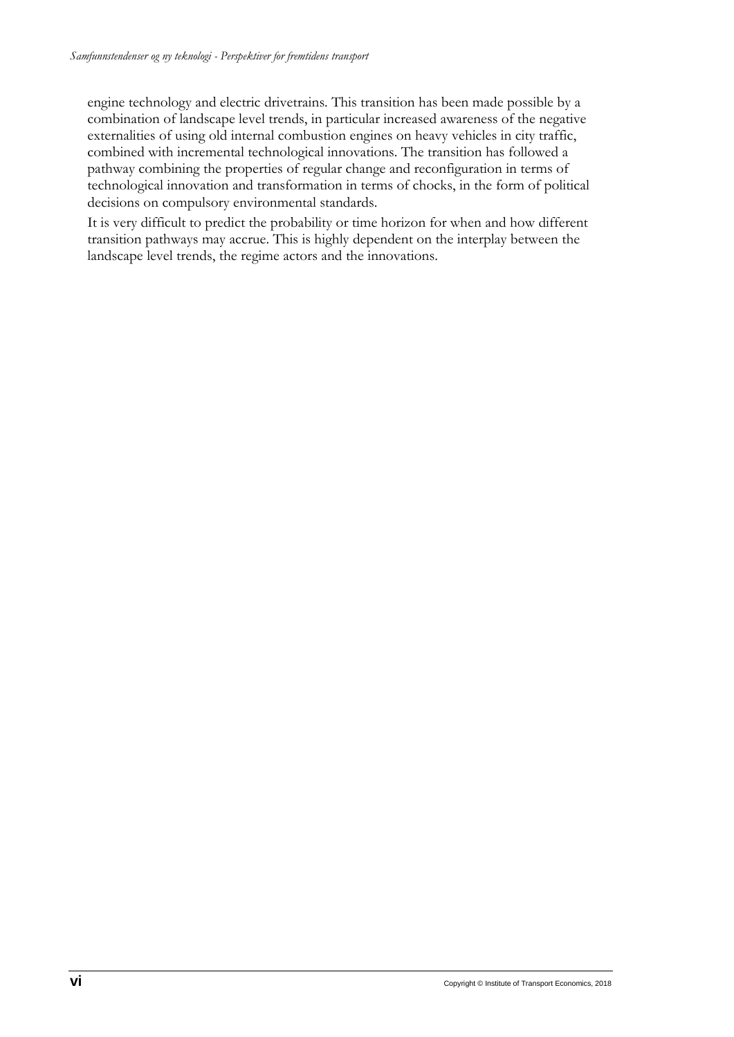engine technology and electric drivetrains. This transition has been made possible by a combination of landscape level trends, in particular increased awareness of the negative externalities of using old internal combustion engines on heavy vehicles in city traffic, combined with incremental technological innovations. The transition has followed a pathway combining the properties of regular change and reconfiguration in terms of technological innovation and transformation in terms of chocks, in the form of political decisions on compulsory environmental standards.

It is very difficult to predict the probability or time horizon for when and how different transition pathways may accrue. This is highly dependent on the interplay between the landscape level trends, the regime actors and the innovations.